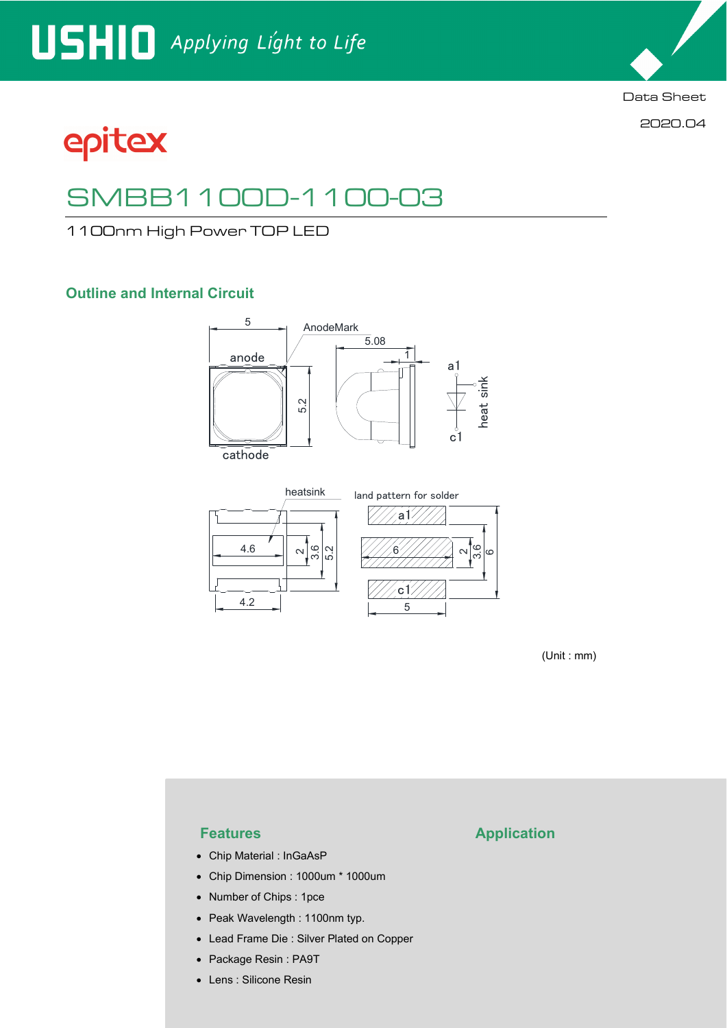USHIO *Applying Light to Life*

Data Sheet

2020.04

epitex

# SMBB1100D-1100-03

1100nm High Power TOP LED

## Outline and Internal Circuit

(Unit : mm)

## Features

- Chip Material : InGaAsP
- Chip Dimension : 1000um * 1000um
- Number of Chips : 1pce
- Peak Wavelength : 1100nm typ.
- Lead Frame Die : Silver Plated on Copper
- Package Resin : PA9T
- Lens : Silicone Resin

## Application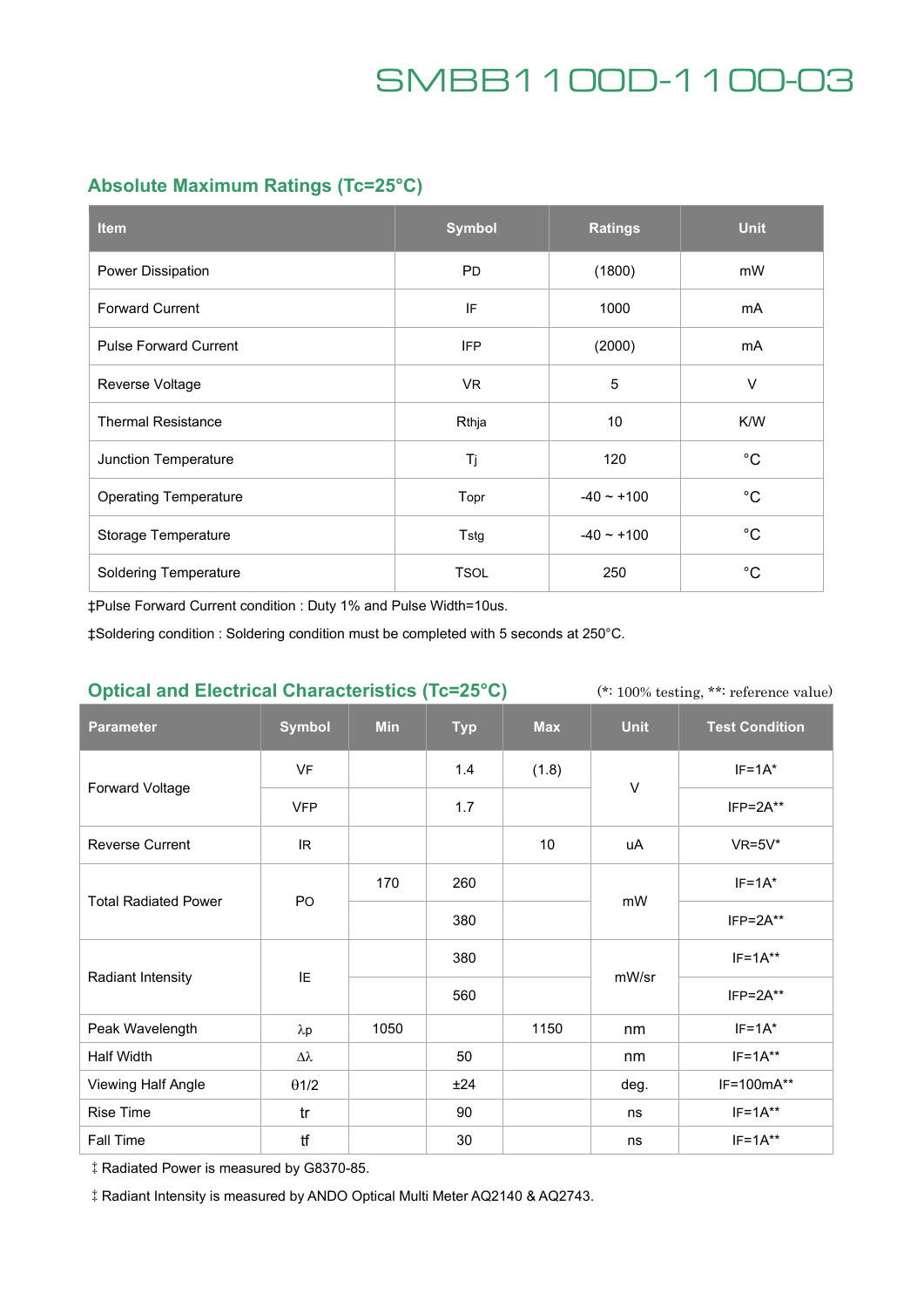# SMBB1100D-1100-03

## Absolute Maximum Ratings (Tc=25°C)

| Item | Symbol | Ratings | Unit |
|---|---|---|---|
| Power Dissipation | PD | (1800) | mW |
| Forward Current | IF | 1000 | mA |
| Pulse Forward Current | IFP | (2000) | mA |
| Reverse Voltage | VR | 5 | V |
| Thermal Resistance | Rthja | 10 | K/W |
| Junction Temperature | Tj | 120 | °C |
| Operating Temperature | Topr | -40 ~ +100 | °C |
| Storage Temperature | Tstg | -40 ~ +100 | °C |
| Soldering Temperature | TSOL | 250 | °C |

‡Pulse Forward Current condition : Duty 1% and Pulse Width=10us.

‡Soldering condition : Soldering condition must be completed with 5 seconds at 250°C.

## Optical and Electrical Characteristics (Tc=25°C)

(*: 100% testing, **: reference value)

| Parameter | Symbol | Min | Typ | Max | Unit | Test Condition |
|---|---|---|---|---|---|---|
| Forward Voltage | VF | | 1.4 | (1.8) | V | IF=1A* |
| | VFP | | 1.7 | | | IFP=2A** |
| Reverse Current | IR | | | 10 | uA | VR=5V* |
| Total Radiated Power | PO | 170 | 260 | | mW | IF=1A* |
| | | | 380 | | | IFP=2A** |
| Radiant Intensity | IE | | 380 | | mW/sr | IF=1A** |
| | | | 560 | | | IFP=2A** |
| Peak Wavelength | λp | 1050 | | 1150 | nm | IF=1A* |
| Half Width | Δλ | | 50 | | nm | IF=1A** |
| Viewing Half Angle | θ1/2 | | ±24 | | deg. | IF=100mA** |
| Rise Time | tr | | 90 | | ns | IF=1A** |
| Fall Time | tf | | 30 | | ns | IF=1A** |

‡ Radiated Power is measured by G8370-85.

‡ Radiant Intensity is measured by ANDO Optical Multi Meter AQ2140 & AQ2743.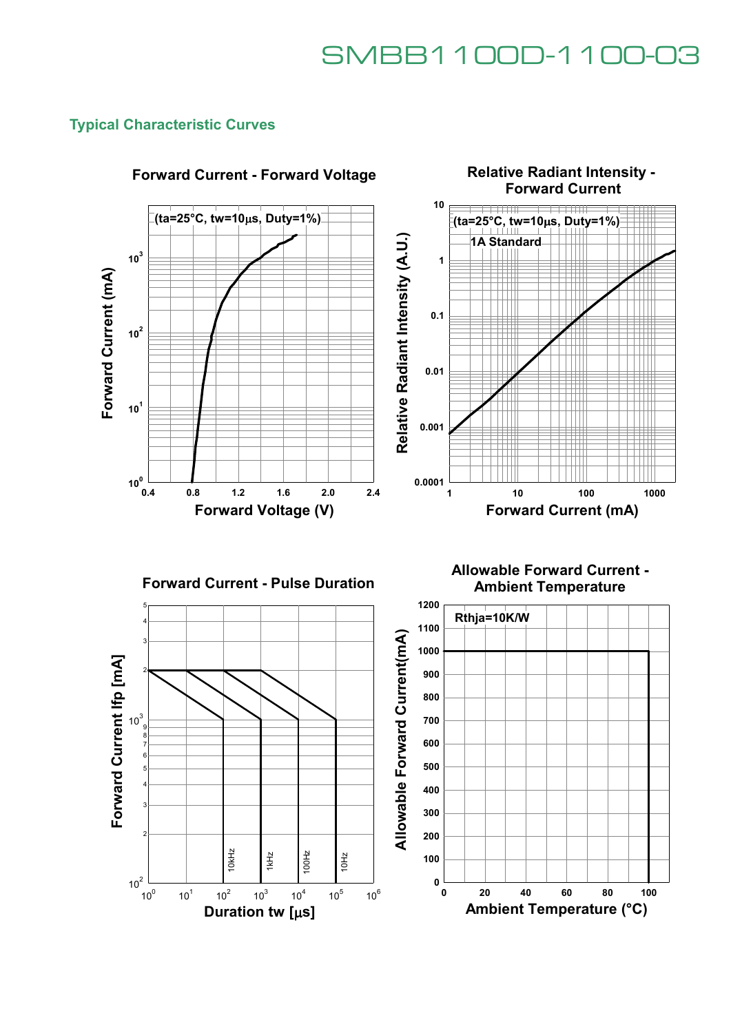## Typical Characteristic Curves

**Forward Current - Forward Voltage**

(ta=25°C, tw=10µs, Duty=1%)

Forward Current (mA): $10^0$, $10^1$, $10^2$, $10^3$

Forward Voltage (V): 0.4, 0.8, 1.2, 1.6, 2.0, 2.4

**Relative Radiant Intensity - Forward Current**

(ta=25°C, tw=10µs, Duty=1%)

1A Standard

Relative Radiant Intensity (A.U.): 0.0001, 0.001, 0.01, 0.1, 1, 10

Forward Current (mA): 1, 10, 100, 1000

**Forward Current - Pulse Duration**

Forward Current Ifp [mA]: $10^2$, 2, 3, 4, 5, 6, 7, 8, 9, $10^3$, 2, 3, 4, 5

Duration tw [µs]: $10^0$, $10^1$, $10^2$, $10^3$, $10^4$, $10^5$, $10^6$

10kHz, 1kHz, 100Hz, 10Hz

**Allowable Forward Current - Ambient Temperature**

Rthja=10K/W

Allowable Forward Current(mA): 0, 100, 200, 300, 400, 500, 600, 700, 800, 900, 1000, 1100, 1200

Ambient Temperature (°C): 0, 20, 40, 60, 80, 100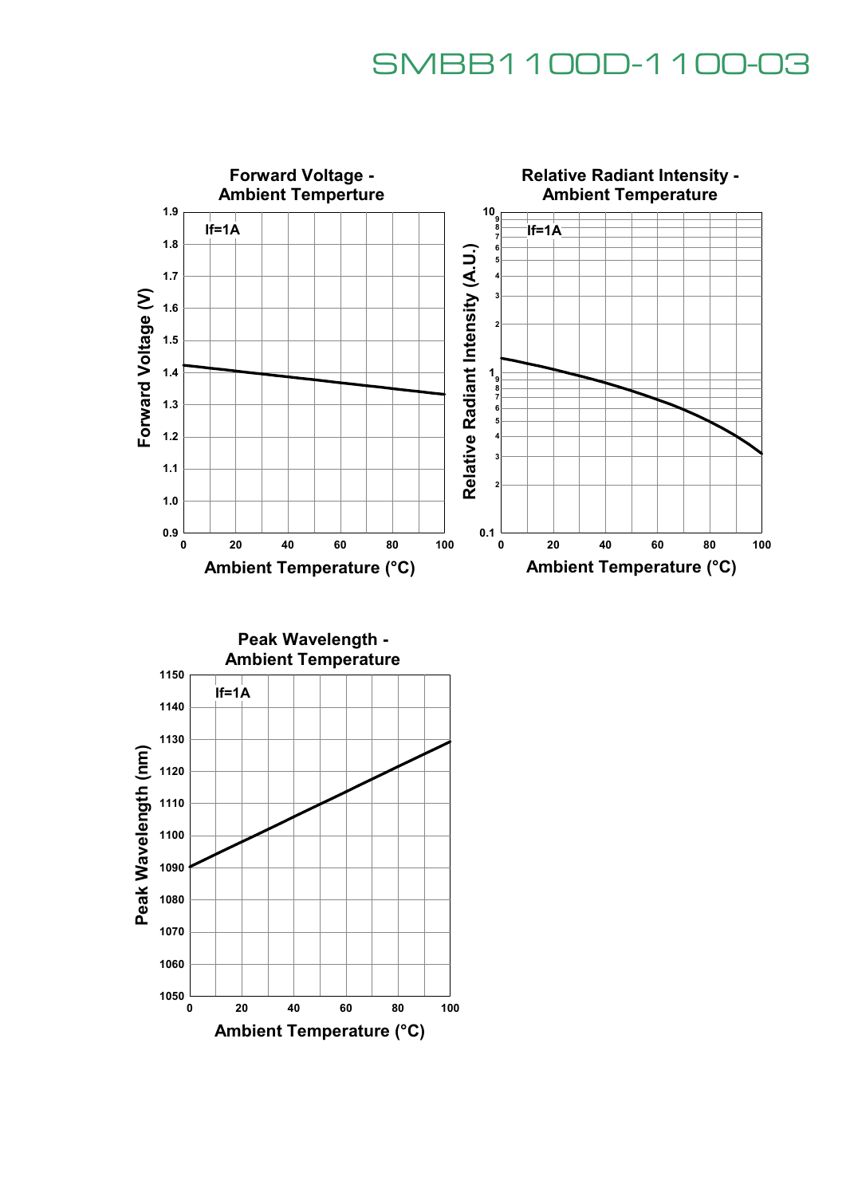# SMBB1100D-1100-03

**Forward Voltage - Ambient Temperture**

If=1A

Forward Voltage (V): 0.9, 1.0, 1.1, 1.2, 1.3, 1.4, 1.5, 1.6, 1.7, 1.8, 1.9

Ambient Temperature (°C): 0, 20, 40, 60, 80, 100

**Relative Radiant Intensity - Ambient Temperature**

If=1A

Relative Radiant Intensity (A.U.): 0.1, 1, 10

Ambient Temperature (°C): 0, 20, 40, 60, 80, 100

**Peak Wavelength - Ambient Temperature**

If=1A

Peak Wavelength (nm): 1050, 1060, 1070, 1080, 1090, 1100, 1110, 1120, 1130, 1140, 1150

Ambient Temperature (°C): 0, 20, 40, 60, 80, 100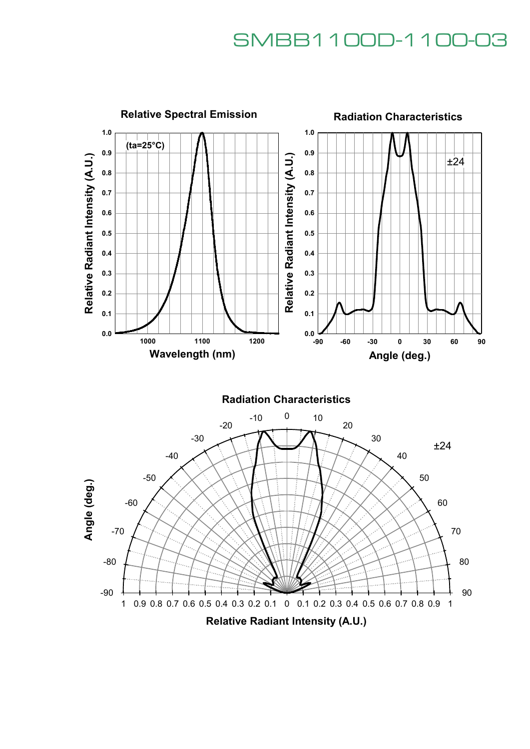# SMBB1100D-1100-03

## Relative Spectral Emission

(ta=25°C)

Relative Radiant Intensity (A.U.)

Wavelength (nm)

## Radiation Characteristics

±24

Relative Radiant Intensity (A.U.)

Angle (deg.)

## Radiation Characteristics

±24

Angle (deg.)

Relative Radiant Intensity (A.U.)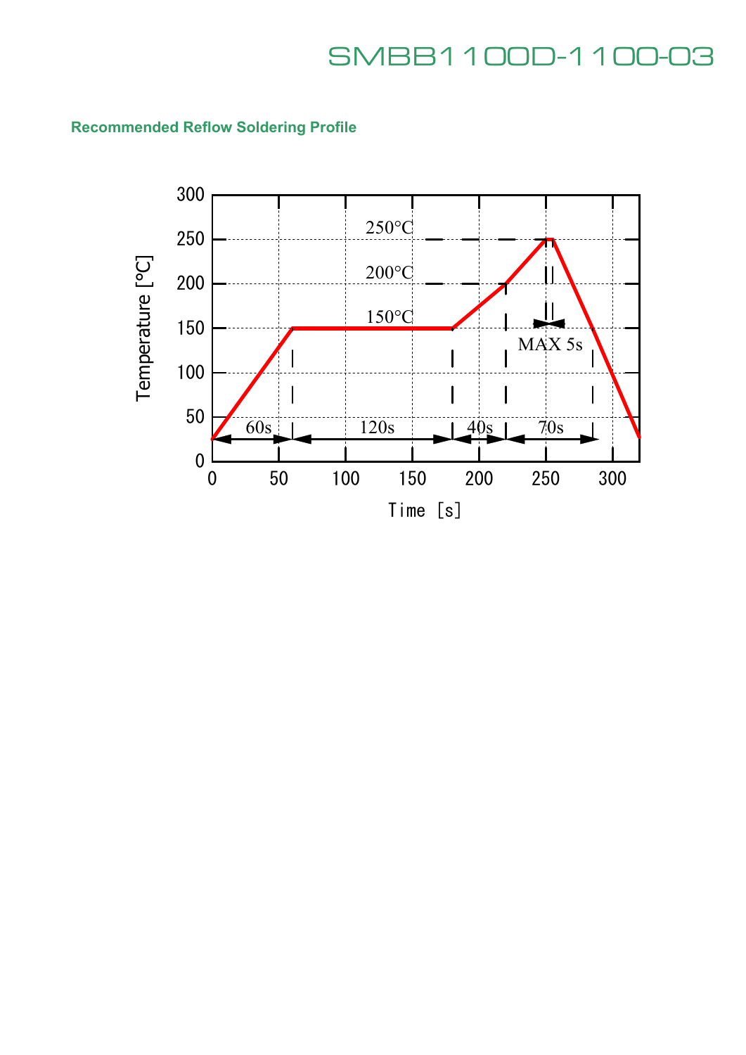## Recommended Reflow Soldering Profile

250°C

200°C

150°C

MAX 5s

60s 120s 40s 70s

Temperature [°C]

Time [s]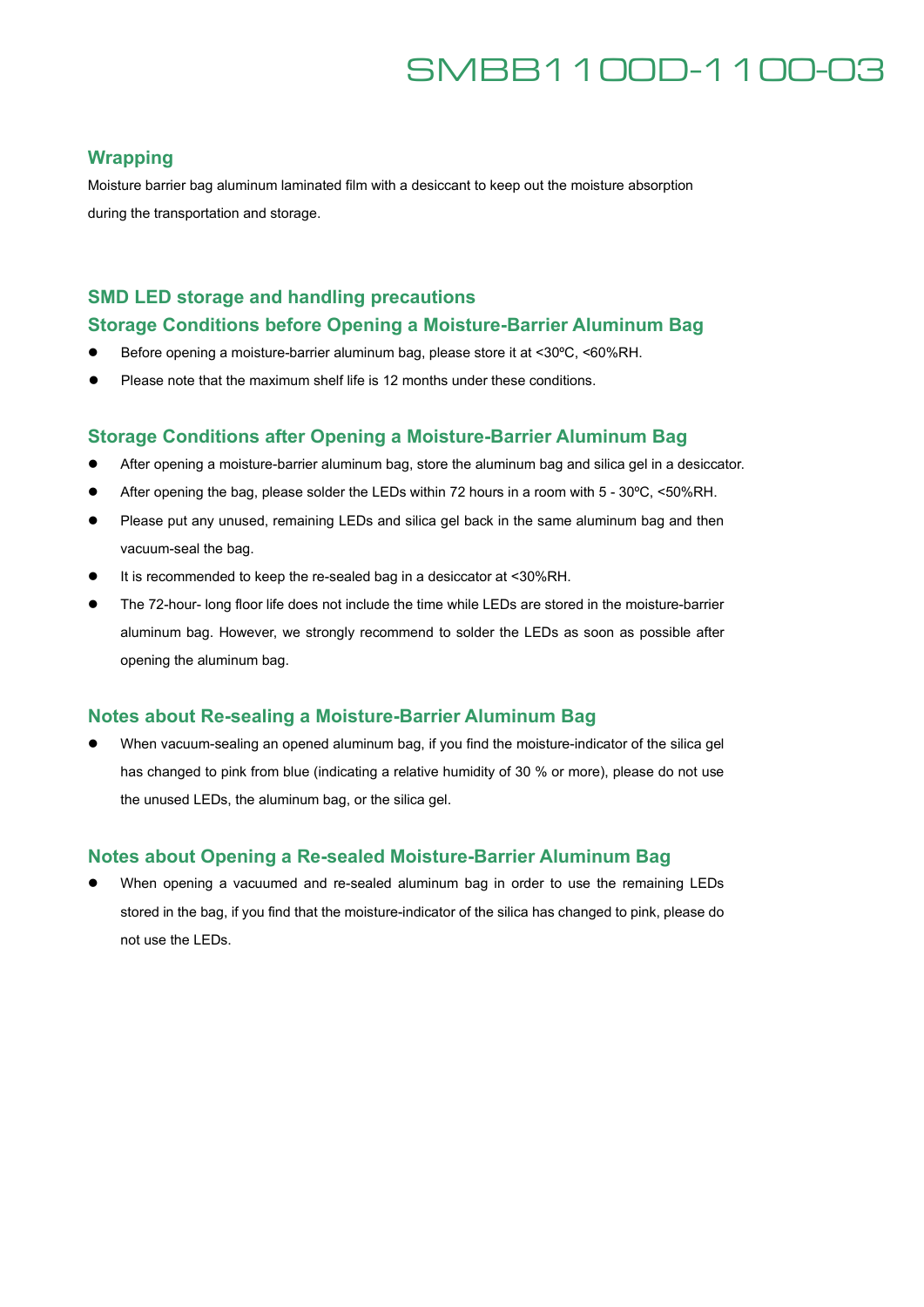## Wrapping

Moisture barrier bag aluminum laminated film with a desiccant to keep out the moisture absorption during the transportation and storage.

## SMD LED storage and handling precautions

### Storage Conditions before Opening a Moisture-Barrier Aluminum Bag

- Before opening a moisture-barrier aluminum bag, please store it at <30ºC, <60%RH.
- Please note that the maximum shelf life is 12 months under these conditions.

### Storage Conditions after Opening a Moisture-Barrier Aluminum Bag

- After opening a moisture-barrier aluminum bag, store the aluminum bag and silica gel in a desiccator.
- After opening the bag, please solder the LEDs within 72 hours in a room with 5 - 30ºC, <50%RH.
- Please put any unused, remaining LEDs and silica gel back in the same aluminum bag and then vacuum-seal the bag.
- It is recommended to keep the re-sealed bag in a desiccator at <30%RH.
- The 72-hour- long floor life does not include the time while LEDs are stored in the moisture-barrier aluminum bag. However, we strongly recommend to solder the LEDs as soon as possible after opening the aluminum bag.

### Notes about Re-sealing a Moisture-Barrier Aluminum Bag

- When vacuum-sealing an opened aluminum bag, if you find the moisture-indicator of the silica gel has changed to pink from blue (indicating a relative humidity of 30 % or more), please do not use the unused LEDs, the aluminum bag, or the silica gel.

### Notes about Opening a Re-sealed Moisture-Barrier Aluminum Bag

- When opening a vacuumed and re-sealed aluminum bag in order to use the remaining LEDs stored in the bag, if you find that the moisture-indicator of the silica has changed to pink, please do not use the LEDs.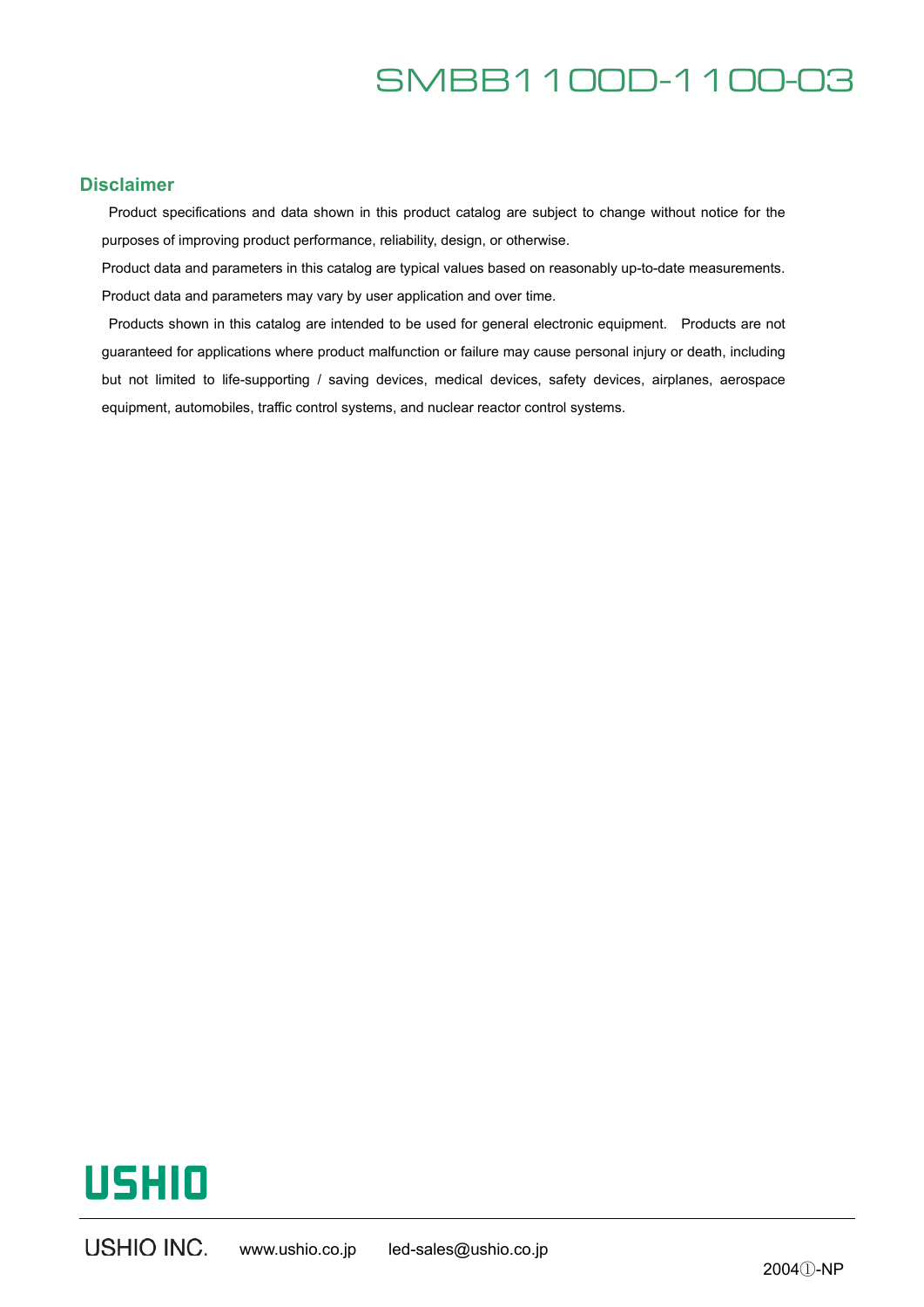## Disclaimer

Product specifications and data shown in this product catalog are subject to change without notice for the purposes of improving product performance, reliability, design, or otherwise.

Product data and parameters in this catalog are typical values based on reasonably up-to-date measurements. Product data and parameters may vary by user application and over time.

Products shown in this catalog are intended to be used for general electronic equipment. Products are not guaranteed for applications where product malfunction or failure may cause personal injury or death, including but not limited to life-supporting / saving devices, medical devices, safety devices, airplanes, aerospace equipment, automobiles, traffic control systems, and nuclear reactor control systems.

USHIO

USHIO INC. www.ushio.co.jp led-sales@ushio.co.jp

2004①-NP